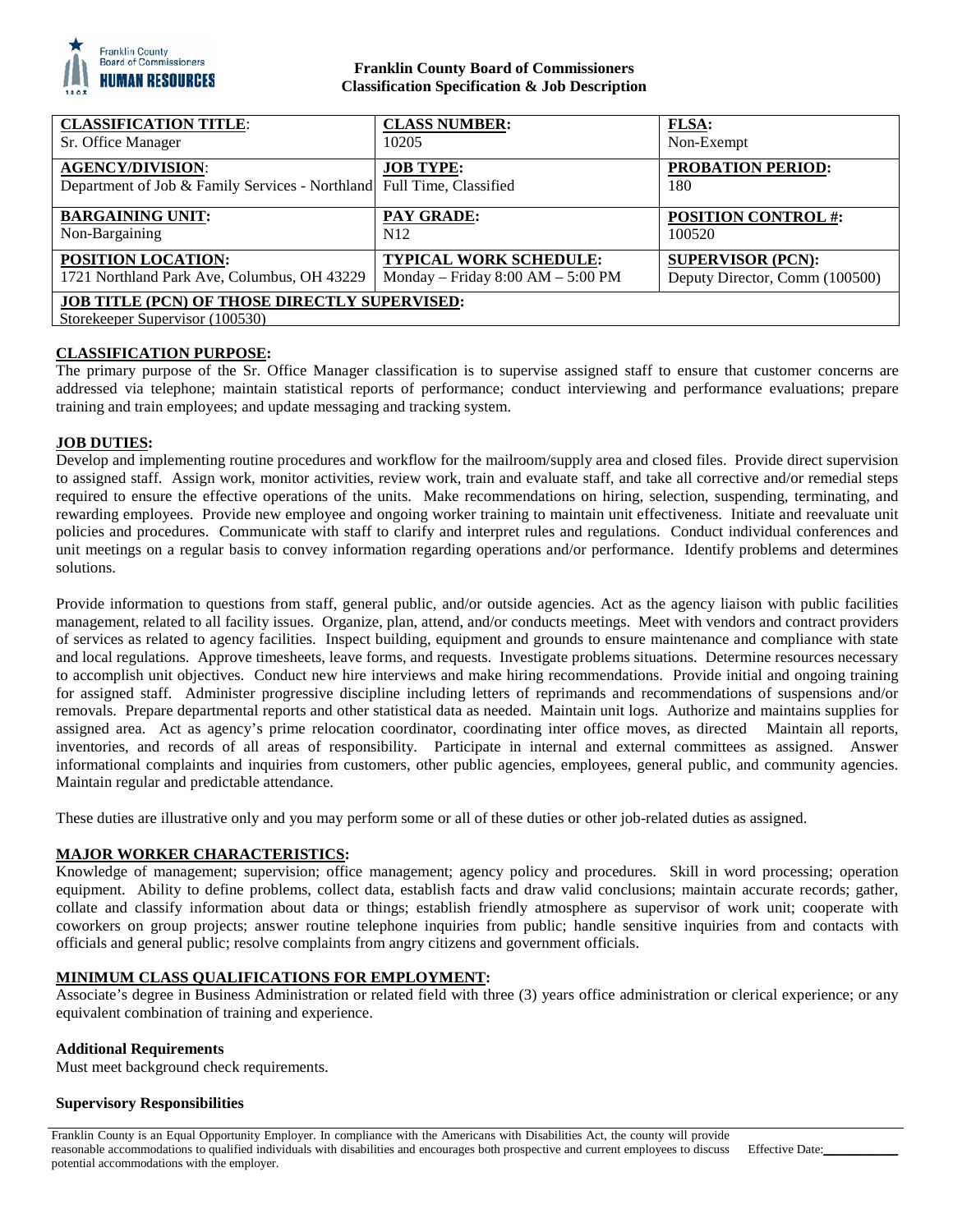**Franklin County Board of Commissioners**
**Classification Specification & Job Description**

| **CLASSIFICATION TITLE**: | **CLASS NUMBER:** | **FLSA:** |
|---|---|---|
| Sr. Office Manager | 10205 | Non-Exempt |
| **AGENCY/DIVISION**: | **JOB TYPE:** | **PROBATION PERIOD:** |
| Department of Job & Family Services - Northland | Full Time, Classified | 180 |
| **BARGAINING UNIT:** | **PAY GRADE:** | **POSITION CONTROL #:** |
| Non-Bargaining | N12 | 100520 |
| **POSITION LOCATION:** | **TYPICAL WORK SCHEDULE:** | **SUPERVISOR (PCN):** |
| 1721 Northland Park Ave, Columbus, OH 43229 | Monday – Friday 8:00 AM – 5:00 PM | Deputy Director, Comm (100500) |
| **JOB TITLE (PCN) OF THOSE DIRECTLY SUPERVISED:** | | |
| Storekeeper Supervisor (100530) | | |

## CLASSIFICATION PURPOSE:

The primary purpose of the Sr. Office Manager classification is to supervise assigned staff to ensure that customer concerns are addressed via telephone; maintain statistical reports of performance; conduct interviewing and performance evaluations; prepare training and train employees; and update messaging and tracking system.

## JOB DUTIES:

Develop and implementing routine procedures and workflow for the mailroom/supply area and closed files. Provide direct supervision to assigned staff. Assign work, monitor activities, review work, train and evaluate staff, and take all corrective and/or remedial steps required to ensure the effective operations of the units. Make recommendations on hiring, selection, suspending, terminating, and rewarding employees. Provide new employee and ongoing worker training to maintain unit effectiveness. Initiate and reevaluate unit policies and procedures. Communicate with staff to clarify and interpret rules and regulations. Conduct individual conferences and unit meetings on a regular basis to convey information regarding operations and/or performance. Identify problems and determines solutions.

Provide information to questions from staff, general public, and/or outside agencies. Act as the agency liaison with public facilities management, related to all facility issues. Organize, plan, attend, and/or conducts meetings. Meet with vendors and contract providers of services as related to agency facilities. Inspect building, equipment and grounds to ensure maintenance and compliance with state and local regulations. Approve timesheets, leave forms, and requests. Investigate problems situations. Determine resources necessary to accomplish unit objectives. Conduct new hire interviews and make hiring recommendations. Provide initial and ongoing training for assigned staff. Administer progressive discipline including letters of reprimands and recommendations of suspensions and/or removals. Prepare departmental reports and other statistical data as needed. Maintain unit logs. Authorize and maintains supplies for assigned area. Act as agency's prime relocation coordinator, coordinating inter office moves, as directed Maintain all reports, inventories, and records of all areas of responsibility. Participate in internal and external committees as assigned. Answer informational complaints and inquiries from customers, other public agencies, employees, general public, and community agencies. Maintain regular and predictable attendance.

These duties are illustrative only and you may perform some or all of these duties or other job-related duties as assigned.

## MAJOR WORKER CHARACTERISTICS:

Knowledge of management; supervision; office management; agency policy and procedures. Skill in word processing; operation equipment. Ability to define problems, collect data, establish facts and draw valid conclusions; maintain accurate records; gather, collate and classify information about data or things; establish friendly atmosphere as supervisor of work unit; cooperate with coworkers on group projects; answer routine telephone inquiries from public; handle sensitive inquiries from and contacts with officials and general public; resolve complaints from angry citizens and government officials.

## MINIMUM CLASS QUALIFICATIONS FOR EMPLOYMENT:

Associate's degree in Business Administration or related field with three (3) years office administration or clerical experience; or any equivalent combination of training and experience.

### Additional Requirements

Must meet background check requirements.

### Supervisory Responsibilities

Franklin County is an Equal Opportunity Employer. In compliance with the Americans with Disabilities Act, the county will provide reasonable accommodations to qualified individuals with disabilities and encourages both prospective and current employees to discuss potential accommodations with the employer.

Effective Date:___________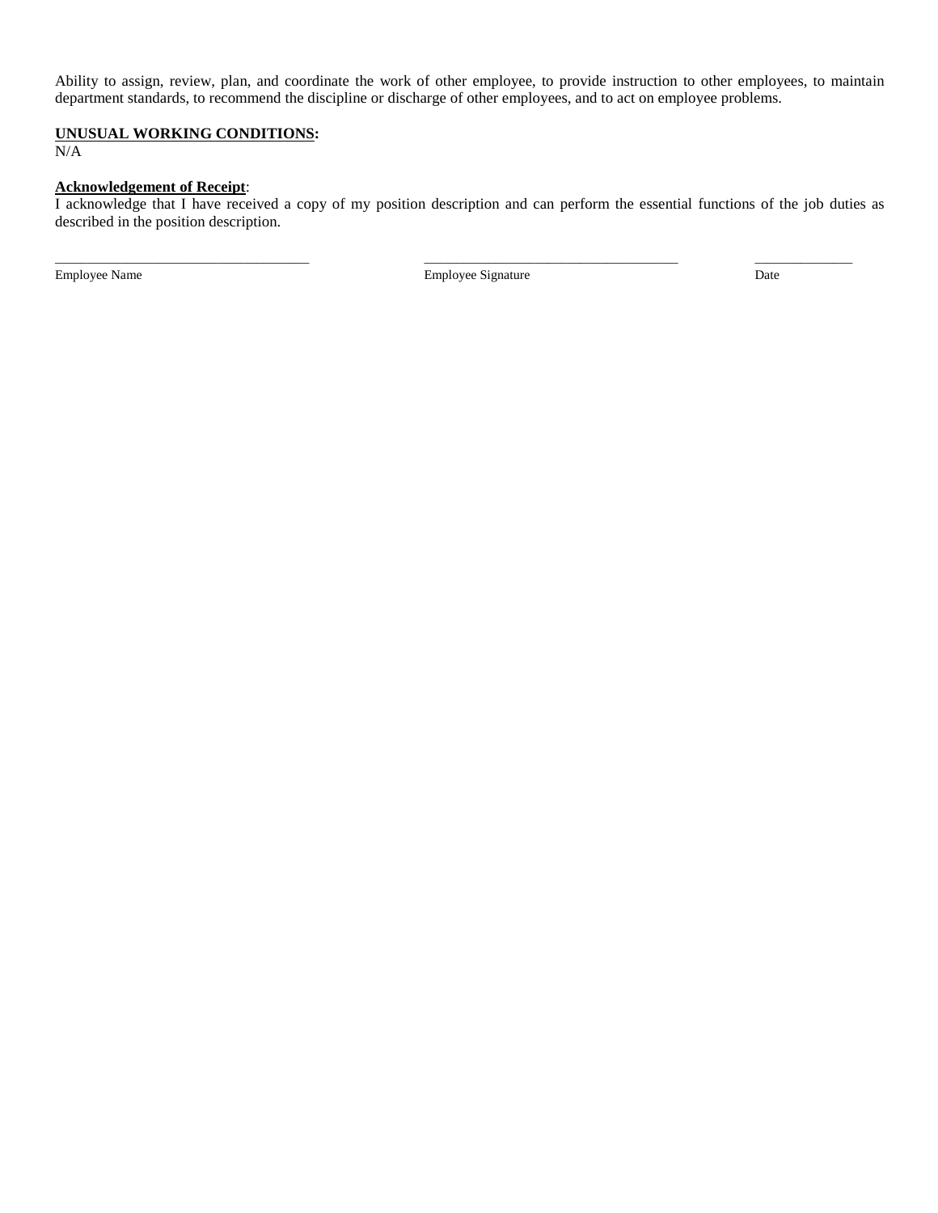Ability to assign, review, plan, and coordinate the work of other employee, to provide instruction to other employees, to maintain department standards, to recommend the discipline or discharge of other employees, and to act on employee problems.

**UNUSUAL WORKING CONDITIONS:**
N/A

**Acknowledgement of Receipt**:
I acknowledge that I have received a copy of my position description and can perform the essential functions of the job duties as described in the position description.

| | | |
|---|---|---|
| ______________________________________ | ______________________________________ | ______________ |
| Employee Name | Employee Signature | Date |